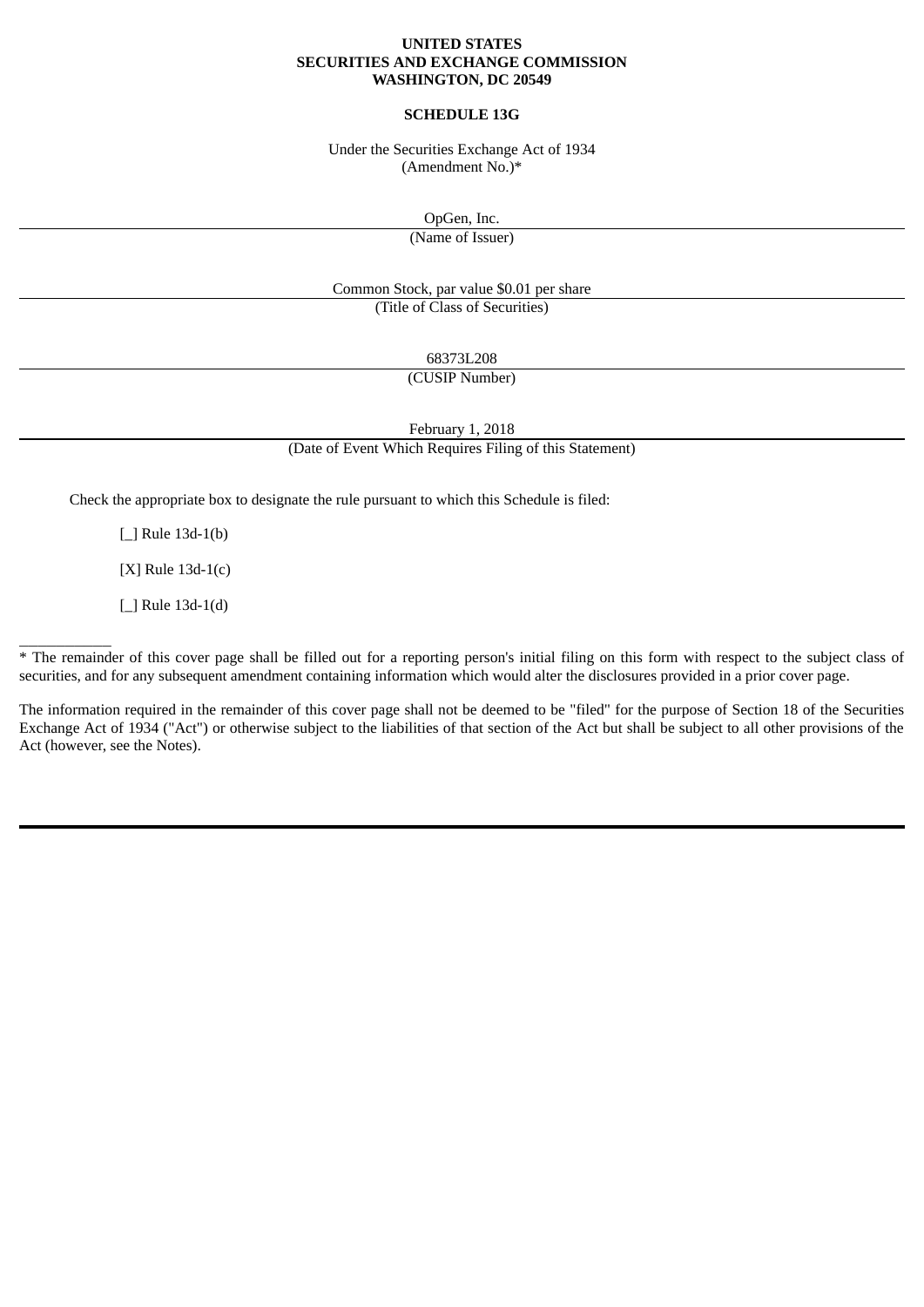**UNITED STATES**
**SECURITIES AND EXCHANGE COMMISSION**
**WASHINGTON, DC 20549**

**SCHEDULE 13G**

Under the Securities Exchange Act of 1934
(Amendment No.)*

OpGen, Inc.

(Name of Issuer)

Common Stock, par value $0.01 per share

(Title of Class of Securities)

68373L208

(CUSIP Number)

February 1, 2018

(Date of Event Which Requires Filing of this Statement)

Check the appropriate box to designate the rule pursuant to which this Schedule is filed:

[_] Rule 13d-1(b)

[X] Rule 13d-1(c)

[_] Rule 13d-1(d)

---

* The remainder of this cover page shall be filled out for a reporting person's initial filing on this form with respect to the subject class of securities, and for any subsequent amendment containing information which would alter the disclosures provided in a prior cover page.

The information required in the remainder of this cover page shall not be deemed to be "filed" for the purpose of Section 18 of the Securities Exchange Act of 1934 ("Act") or otherwise subject to the liabilities of that section of the Act but shall be subject to all other provisions of the Act (however, see the Notes).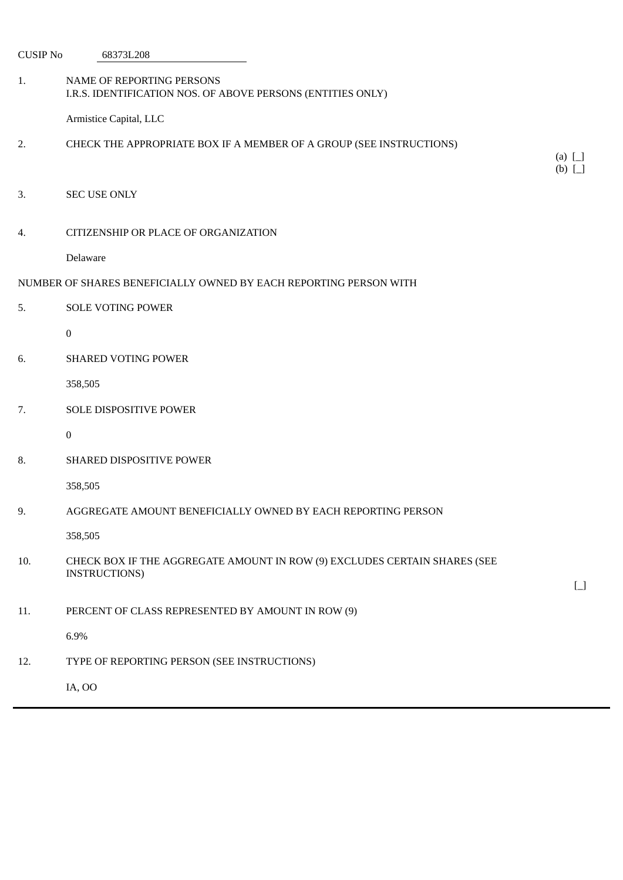CUSIP No 68373L208

1. NAME OF REPORTING PERSONS
I.R.S. IDENTIFICATION NOS. OF ABOVE PERSONS (ENTITIES ONLY)

Armistice Capital, LLC

2. CHECK THE APPROPRIATE BOX IF A MEMBER OF A GROUP (SEE INSTRUCTIONS)

(a) [_]
(b) [_]

3. SEC USE ONLY

4. CITIZENSHIP OR PLACE OF ORGANIZATION

Delaware

NUMBER OF SHARES BENEFICIALLY OWNED BY EACH REPORTING PERSON WITH

5. SOLE VOTING POWER

0

6. SHARED VOTING POWER

358,505

7. SOLE DISPOSITIVE POWER

0

8. SHARED DISPOSITIVE POWER

358,505

9. AGGREGATE AMOUNT BENEFICIALLY OWNED BY EACH REPORTING PERSON

358,505

10. CHECK BOX IF THE AGGREGATE AMOUNT IN ROW (9) EXCLUDES CERTAIN SHARES (SEE INSTRUCTIONS)

[_]

11. PERCENT OF CLASS REPRESENTED BY AMOUNT IN ROW (9)

6.9%

12. TYPE OF REPORTING PERSON (SEE INSTRUCTIONS)

IA, OO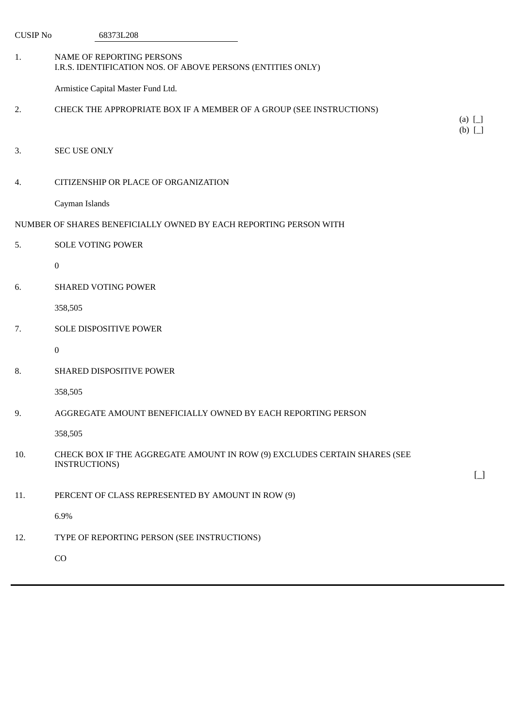CUSIP No 68373L208

1. NAME OF REPORTING PERSONS
I.R.S. IDENTIFICATION NOS. OF ABOVE PERSONS (ENTITIES ONLY)

Armistice Capital Master Fund Ltd.

2. CHECK THE APPROPRIATE BOX IF A MEMBER OF A GROUP (SEE INSTRUCTIONS)

(a) [_]
(b) [_]

3. SEC USE ONLY

4. CITIZENSHIP OR PLACE OF ORGANIZATION

Cayman Islands

NUMBER OF SHARES BENEFICIALLY OWNED BY EACH REPORTING PERSON WITH

5. SOLE VOTING POWER

0

6. SHARED VOTING POWER

358,505

7. SOLE DISPOSITIVE POWER

0

8. SHARED DISPOSITIVE POWER

358,505

9. AGGREGATE AMOUNT BENEFICIALLY OWNED BY EACH REPORTING PERSON

358,505

10. CHECK BOX IF THE AGGREGATE AMOUNT IN ROW (9) EXCLUDES CERTAIN SHARES (SEE INSTRUCTIONS)

[_]

11. PERCENT OF CLASS REPRESENTED BY AMOUNT IN ROW (9)

6.9%

12. TYPE OF REPORTING PERSON (SEE INSTRUCTIONS)

CO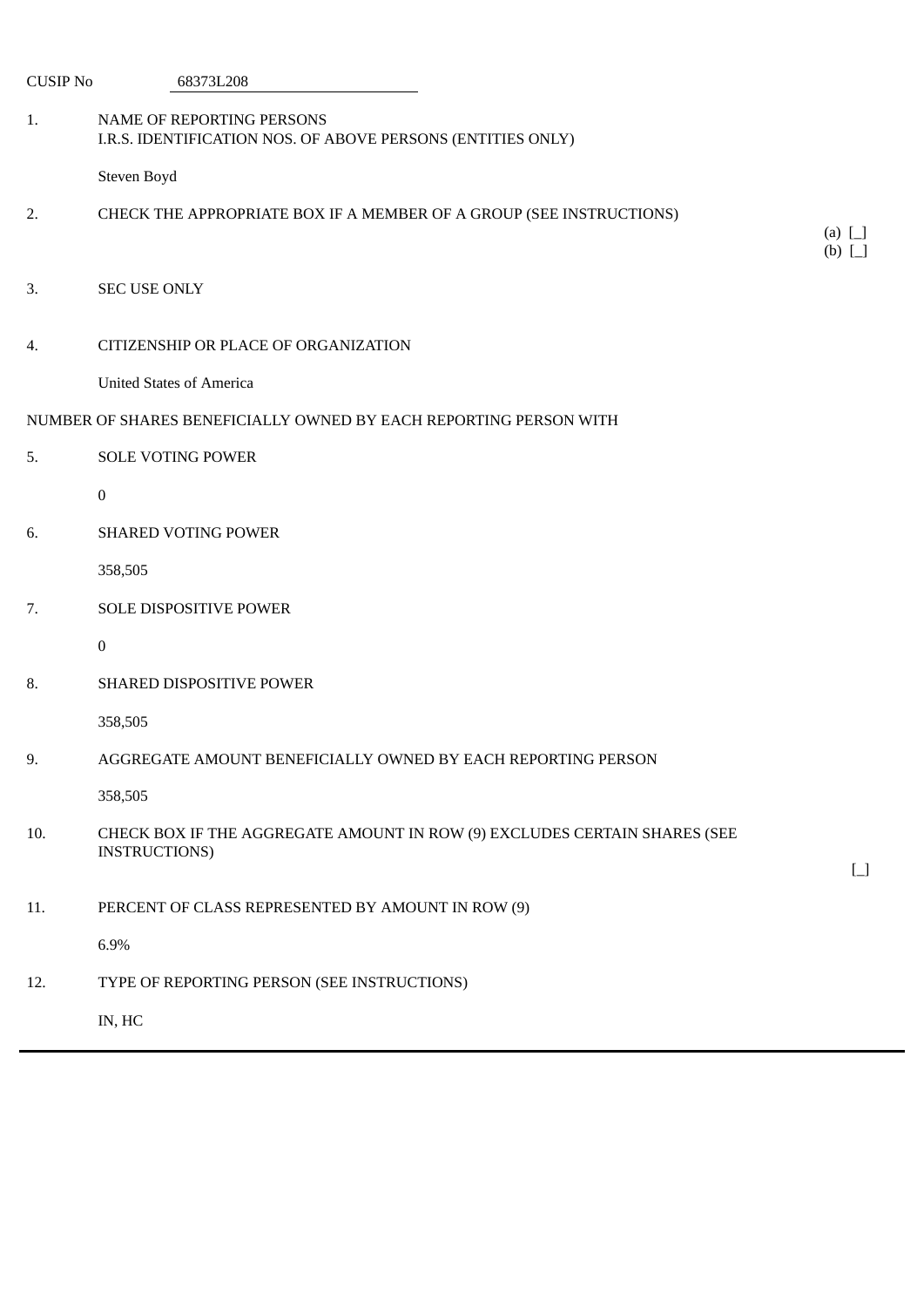CUSIP No 68373L208

| | | |
|---|---|---|
| 1. | NAME OF REPORTING PERSONS<br>I.R.S. IDENTIFICATION NOS. OF ABOVE PERSONS (ENTITIES ONLY)<br><br>Steven Boyd | |
| 2. | CHECK THE APPROPRIATE BOX IF A MEMBER OF A GROUP (SEE INSTRUCTIONS) | (a) [_]<br>(b) [_] |
| 3. | SEC USE ONLY | |
| 4. | CITIZENSHIP OR PLACE OF ORGANIZATION<br><br>United States of America | |
| NUMBER OF SHARES BENEFICIALLY OWNED BY EACH REPORTING PERSON WITH | | |
| 5. | SOLE VOTING POWER<br><br>0 | |
| 6. | SHARED VOTING POWER<br><br>358,505 | |
| 7. | SOLE DISPOSITIVE POWER<br><br>0 | |
| 8. | SHARED DISPOSITIVE POWER<br><br>358,505 | |
| 9. | AGGREGATE AMOUNT BENEFICIALLY OWNED BY EACH REPORTING PERSON<br><br>358,505 | |
| 10. | CHECK BOX IF THE AGGREGATE AMOUNT IN ROW (9) EXCLUDES CERTAIN SHARES (SEE INSTRUCTIONS) | [_] |
| 11. | PERCENT OF CLASS REPRESENTED BY AMOUNT IN ROW (9)<br><br>6.9% | |
| 12. | TYPE OF REPORTING PERSON (SEE INSTRUCTIONS)<br><br>IN, HC | |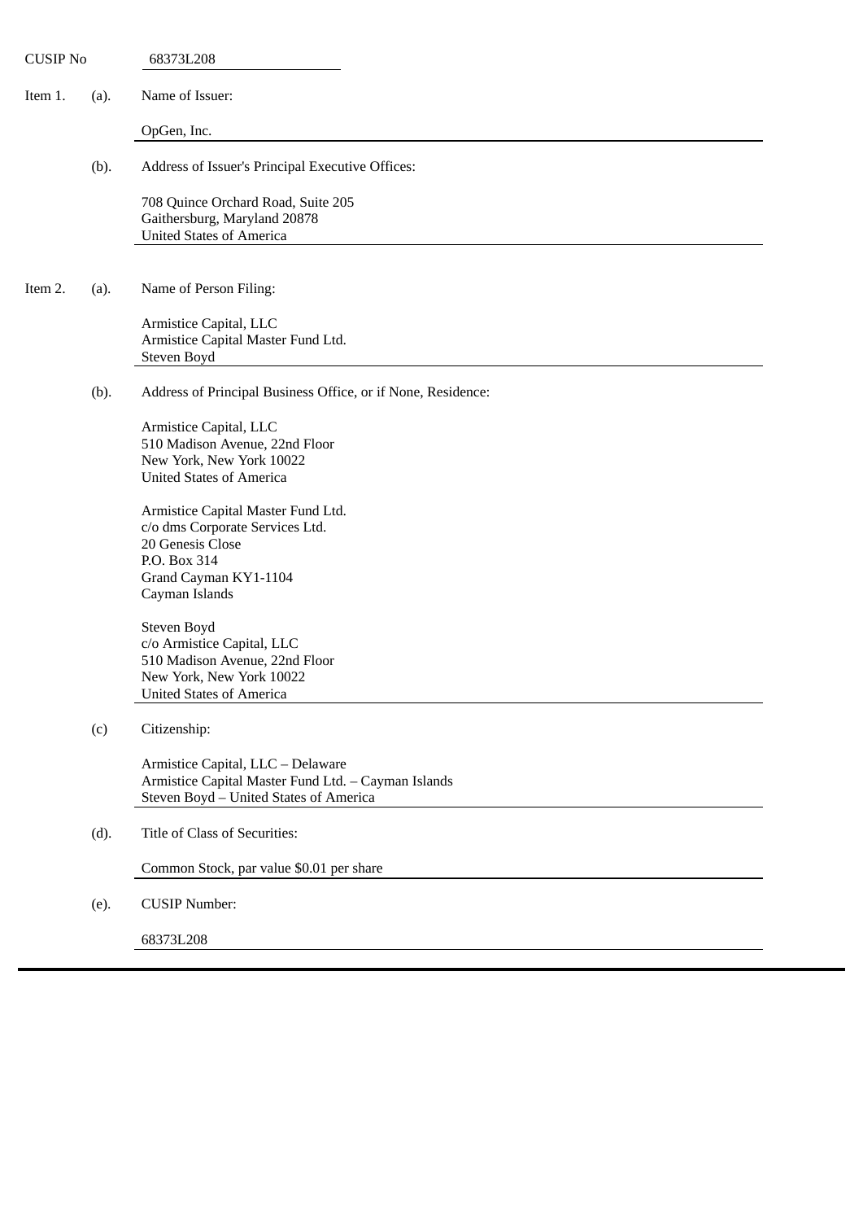CUSIP No 68373L208

Item 1. (a). Name of Issuer:

OpGen, Inc.

(b). Address of Issuer's Principal Executive Offices:

708 Quince Orchard Road, Suite 205
Gaithersburg, Maryland 20878
United States of America

Item 2. (a). Name of Person Filing:

Armistice Capital, LLC
Armistice Capital Master Fund Ltd.
Steven Boyd

(b). Address of Principal Business Office, or if None, Residence:

Armistice Capital, LLC
510 Madison Avenue, 22nd Floor
New York, New York 10022
United States of America

Armistice Capital Master Fund Ltd.
c/o dms Corporate Services Ltd.
20 Genesis Close
P.O. Box 314
Grand Cayman KY1-1104
Cayman Islands

Steven Boyd
c/o Armistice Capital, LLC
510 Madison Avenue, 22nd Floor
New York, New York 10022
United States of America

(c) Citizenship:

Armistice Capital, LLC – Delaware
Armistice Capital Master Fund Ltd. – Cayman Islands
Steven Boyd – United States of America

(d). Title of Class of Securities:

Common Stock, par value $0.01 per share

(e). CUSIP Number:

68373L208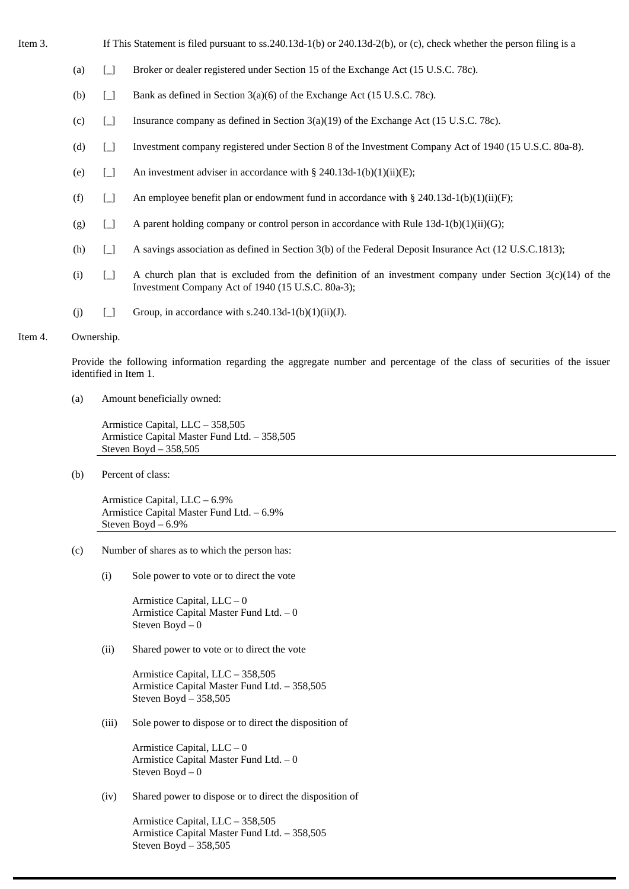Item 3. If This Statement is filed pursuant to ss.240.13d-1(b) or 240.13d-2(b), or (c), check whether the person filing is a

(a) [_] Broker or dealer registered under Section 15 of the Exchange Act (15 U.S.C. 78c).

(b) [_] Bank as defined in Section 3(a)(6) of the Exchange Act (15 U.S.C. 78c).

(c) [_] Insurance company as defined in Section 3(a)(19) of the Exchange Act (15 U.S.C. 78c).

(d) [_] Investment company registered under Section 8 of the Investment Company Act of 1940 (15 U.S.C. 80a-8).

(e) [_] An investment adviser in accordance with § 240.13d-1(b)(1)(ii)(E);

(f) [_] An employee benefit plan or endowment fund in accordance with § 240.13d-1(b)(1)(ii)(F);

(g) [_] A parent holding company or control person in accordance with Rule 13d-1(b)(1)(ii)(G);

(h) [_] A savings association as defined in Section 3(b) of the Federal Deposit Insurance Act (12 U.S.C.1813);

(i) [_] A church plan that is excluded from the definition of an investment company under Section 3(c)(14) of the Investment Company Act of 1940 (15 U.S.C. 80a-3);

(j) [_] Group, in accordance with s.240.13d-1(b)(1)(ii)(J).

Item 4. Ownership.

Provide the following information regarding the aggregate number and percentage of the class of securities of the issuer identified in Item 1.

(a) Amount beneficially owned:

Armistice Capital, LLC – 358,505
Armistice Capital Master Fund Ltd. – 358,505
Steven Boyd – 358,505

(b) Percent of class:

Armistice Capital, LLC – 6.9%
Armistice Capital Master Fund Ltd. – 6.9%
Steven Boyd – 6.9%

(c) Number of shares as to which the person has:

(i) Sole power to vote or to direct the vote

Armistice Capital, LLC – 0
Armistice Capital Master Fund Ltd. – 0
Steven Boyd – 0

(ii) Shared power to vote or to direct the vote

Armistice Capital, LLC – 358,505
Armistice Capital Master Fund Ltd. – 358,505
Steven Boyd – 358,505

(iii) Sole power to dispose or to direct the disposition of

Armistice Capital, LLC – 0
Armistice Capital Master Fund Ltd. – 0
Steven Boyd – 0

(iv) Shared power to dispose or to direct the disposition of

Armistice Capital, LLC – 358,505
Armistice Capital Master Fund Ltd. – 358,505
Steven Boyd – 358,505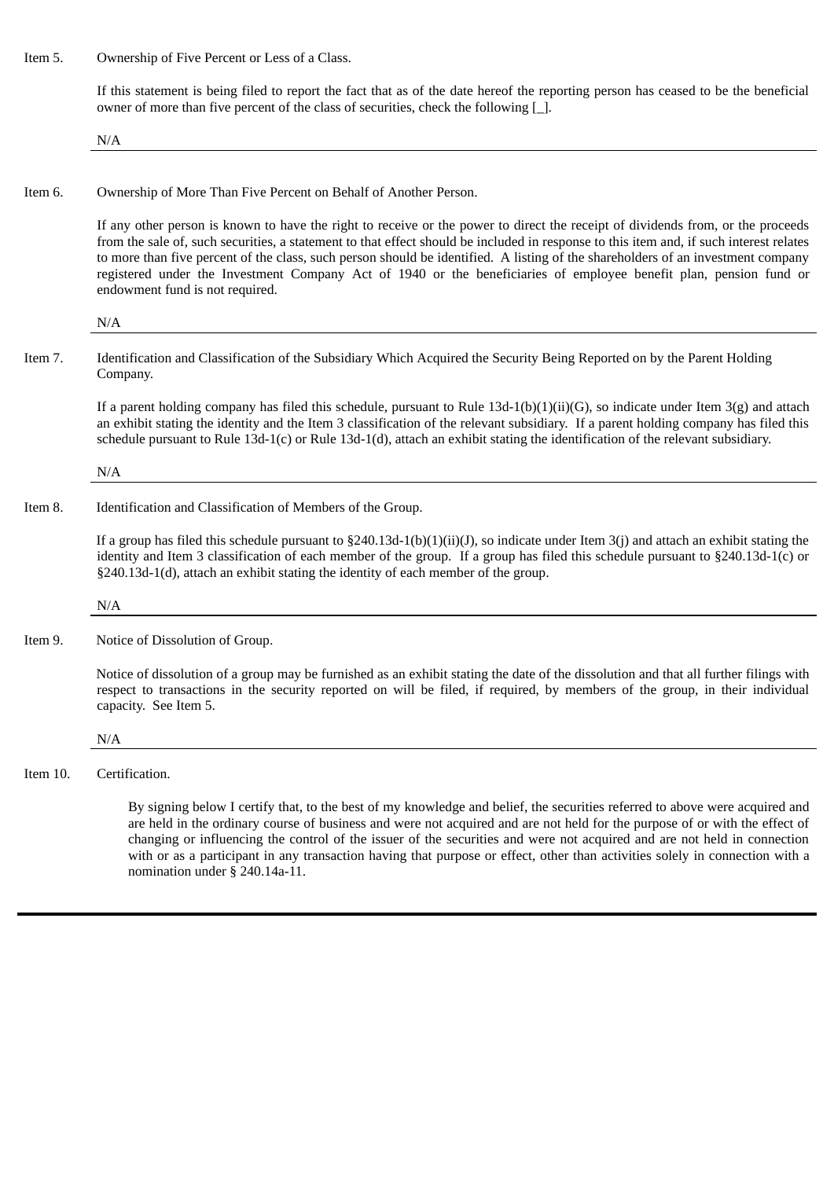Item 5. Ownership of Five Percent or Less of a Class.

If this statement is being filed to report the fact that as of the date hereof the reporting person has ceased to be the beneficial owner of more than five percent of the class of securities, check the following [_].

N/A

Item 6. Ownership of More Than Five Percent on Behalf of Another Person.

If any other person is known to have the right to receive or the power to direct the receipt of dividends from, or the proceeds from the sale of, such securities, a statement to that effect should be included in response to this item and, if such interest relates to more than five percent of the class, such person should be identified. A listing of the shareholders of an investment company registered under the Investment Company Act of 1940 or the beneficiaries of employee benefit plan, pension fund or endowment fund is not required.

N/A

Item 7. Identification and Classification of the Subsidiary Which Acquired the Security Being Reported on by the Parent Holding Company.

If a parent holding company has filed this schedule, pursuant to Rule 13d-1(b)(1)(ii)(G), so indicate under Item 3(g) and attach an exhibit stating the identity and the Item 3 classification of the relevant subsidiary. If a parent holding company has filed this schedule pursuant to Rule 13d-1(c) or Rule 13d-1(d), attach an exhibit stating the identification of the relevant subsidiary.

N/A

Item 8. Identification and Classification of Members of the Group.

If a group has filed this schedule pursuant to §240.13d-1(b)(1)(ii)(J), so indicate under Item 3(j) and attach an exhibit stating the identity and Item 3 classification of each member of the group. If a group has filed this schedule pursuant to §240.13d-1(c) or §240.13d-1(d), attach an exhibit stating the identity of each member of the group.

N/A

Item 9. Notice of Dissolution of Group.

Notice of dissolution of a group may be furnished as an exhibit stating the date of the dissolution and that all further filings with respect to transactions in the security reported on will be filed, if required, by members of the group, in their individual capacity. See Item 5.

N/A

Item 10. Certification.

By signing below I certify that, to the best of my knowledge and belief, the securities referred to above were acquired and are held in the ordinary course of business and were not acquired and are not held for the purpose of or with the effect of changing or influencing the control of the issuer of the securities and were not acquired and are not held in connection with or as a participant in any transaction having that purpose or effect, other than activities solely in connection with a nomination under § 240.14a-11.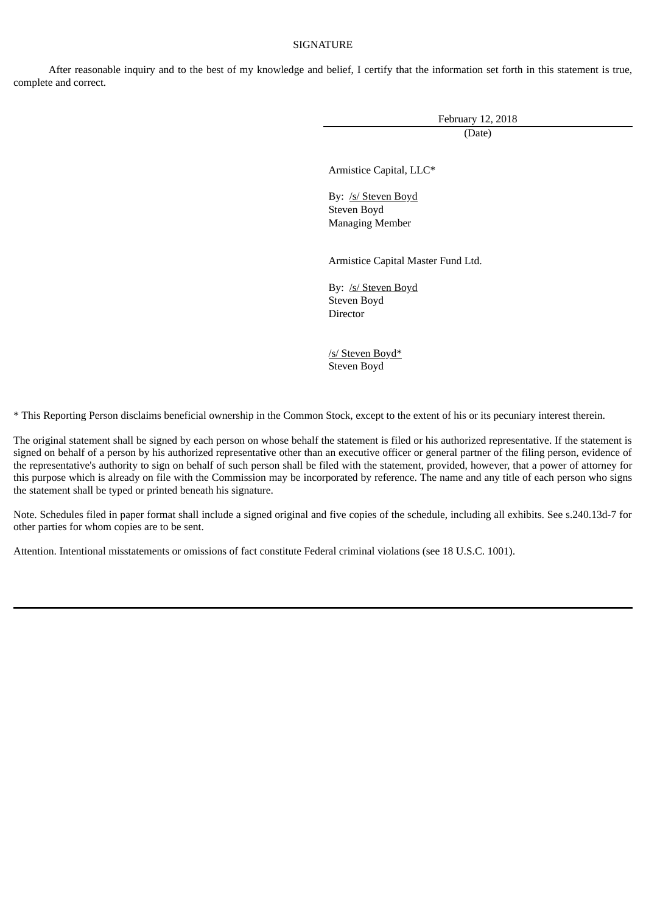SIGNATURE

After reasonable inquiry and to the best of my knowledge and belief, I certify that the information set forth in this statement is true, complete and correct.

February 12, 2018
(Date)

Armistice Capital, LLC*

By: /s/ Steven Boyd
Steven Boyd
Managing Member

Armistice Capital Master Fund Ltd.

By: /s/ Steven Boyd
Steven Boyd
Director

/s/ Steven Boyd*
Steven Boyd

* This Reporting Person disclaims beneficial ownership in the Common Stock, except to the extent of his or its pecuniary interest therein.

The original statement shall be signed by each person on whose behalf the statement is filed or his authorized representative. If the statement is signed on behalf of a person by his authorized representative other than an executive officer or general partner of the filing person, evidence of the representative's authority to sign on behalf of such person shall be filed with the statement, provided, however, that a power of attorney for this purpose which is already on file with the Commission may be incorporated by reference. The name and any title of each person who signs the statement shall be typed or printed beneath his signature.

Note. Schedules filed in paper format shall include a signed original and five copies of the schedule, including all exhibits. See s.240.13d-7 for other parties for whom copies are to be sent.

Attention. Intentional misstatements or omissions of fact constitute Federal criminal violations (see 18 U.S.C. 1001).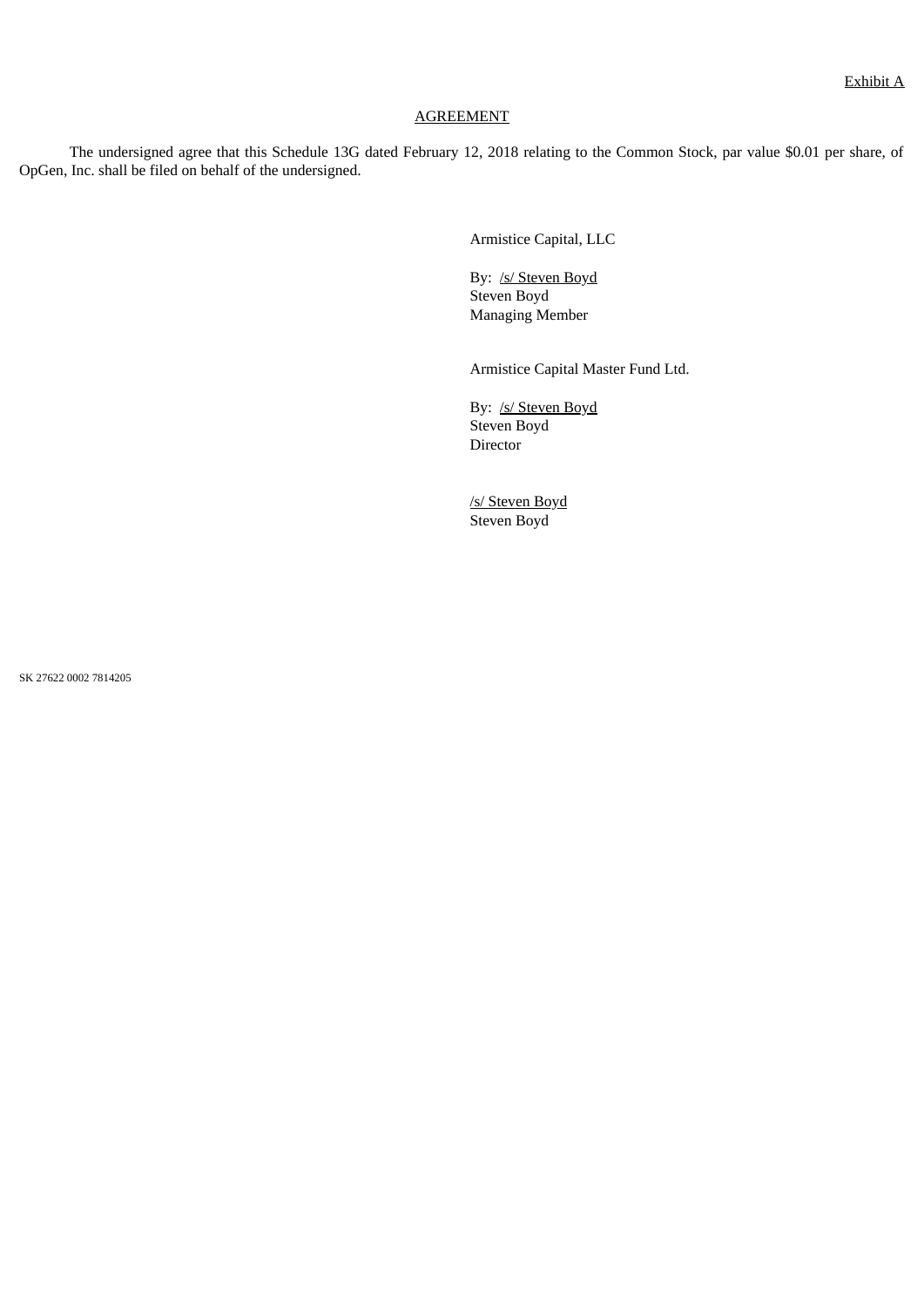Exhibit A

AGREEMENT

The undersigned agree that this Schedule 13G dated February 12, 2018 relating to the Common Stock, par value $0.01 per share, of OpGen, Inc. shall be filed on behalf of the undersigned.

Armistice Capital, LLC

By: /s/ Steven Boyd
Steven Boyd
Managing Member

Armistice Capital Master Fund Ltd.

By: /s/ Steven Boyd
Steven Boyd
Director

/s/ Steven Boyd
Steven Boyd

SK 27622 0002 7814205